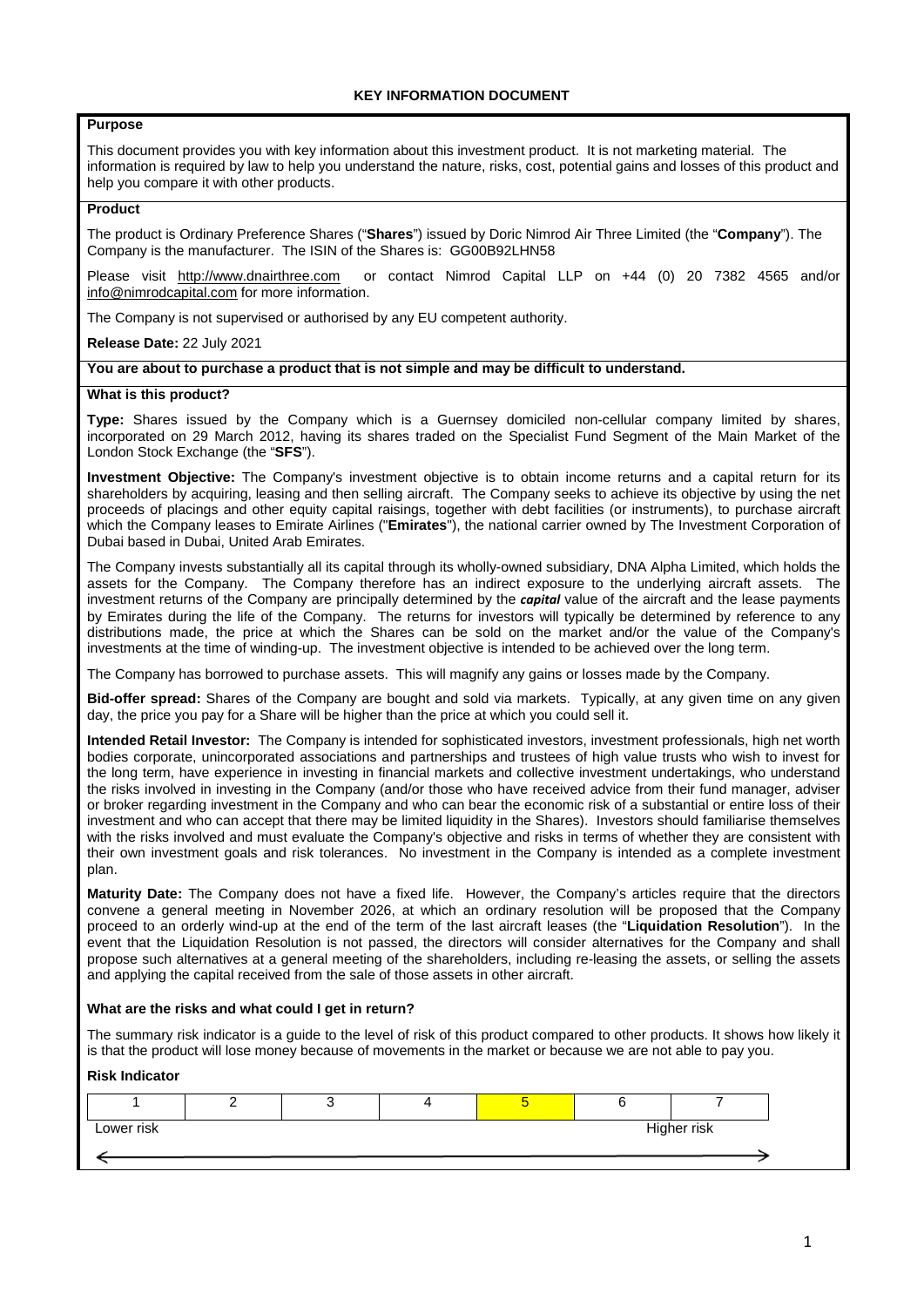# KEY INFORMATION DOCUMENT

## Purpose

This document provides you with key information about this investment product. It is not marketing material. The information is required by law to help you understand the nature, risks, cost, potential gains and losses of this product and help you compare it with other products.

## Product

The product is Ordinary Preference Shares ("**Shares**") issued by Doric Nimrod Air Three Limited (the "**Company**"). The Company is the manufacturer. The ISIN of the Shares is: GG00B92LHN58

Please visit http://www.dnairthree.com or contact Nimrod Capital LLP on +44 (0) 20 7382 4565 and/or info@nimrodcapital.com for more information.

The Company is not supervised or authorised by any EU competent authority.

**Release Date:** 22 July 2021

**You are about to purchase a product that is not simple and may be difficult to understand.**

## What is this product?

**Type:** Shares issued by the Company which is a Guernsey domiciled non-cellular company limited by shares, incorporated on 29 March 2012, having its shares traded on the Specialist Fund Segment of the Main Market of the London Stock Exchange (the "**SFS**").

**Investment Objective:** The Company's investment objective is to obtain income returns and a capital return for its shareholders by acquiring, leasing and then selling aircraft. The Company seeks to achieve its objective by using the net proceeds of placings and other equity capital raisings, together with debt facilities (or instruments), to purchase aircraft which the Company leases to Emirate Airlines ("**Emirates**"), the national carrier owned by The Investment Corporation of Dubai based in Dubai, United Arab Emirates.

The Company invests substantially all its capital through its wholly-owned subsidiary, DNA Alpha Limited, which holds the assets for the Company. The Company therefore has an indirect exposure to the underlying aircraft assets. The investment returns of the Company are principally determined by the ***capital*** value of the aircraft and the lease payments by Emirates during the life of the Company. The returns for investors will typically be determined by reference to any distributions made, the price at which the Shares can be sold on the market and/or the value of the Company's investments at the time of winding-up. The investment objective is intended to be achieved over the long term.

The Company has borrowed to purchase assets. This will magnify any gains or losses made by the Company.

**Bid-offer spread:** Shares of the Company are bought and sold via markets. Typically, at any given time on any given day, the price you pay for a Share will be higher than the price at which you could sell it.

**Intended Retail Investor:** The Company is intended for sophisticated investors, investment professionals, high net worth bodies corporate, unincorporated associations and partnerships and trustees of high value trusts who wish to invest for the long term, have experience in investing in financial markets and collective investment undertakings, who understand the risks involved in investing in the Company (and/or those who have received advice from their fund manager, adviser or broker regarding investment in the Company and who can bear the economic risk of a substantial or entire loss of their investment and who can accept that there may be limited liquidity in the Shares). Investors should familiarise themselves with the risks involved and must evaluate the Company's objective and risks in terms of whether they are consistent with their own investment goals and risk tolerances. No investment in the Company is intended as a complete investment plan.

**Maturity Date:** The Company does not have a fixed life. However, the Company's articles require that the directors convene a general meeting in November 2026, at which an ordinary resolution will be proposed that the Company proceed to an orderly wind-up at the end of the term of the last aircraft leases (the "**Liquidation Resolution**"). In the event that the Liquidation Resolution is not passed, the directors will consider alternatives for the Company and shall propose such alternatives at a general meeting of the shareholders, including re-leasing the assets, or selling the assets and applying the capital received from the sale of those assets in other aircraft.

## What are the risks and what could I get in return?

The summary risk indicator is a guide to the level of risk of this product compared to other products. It shows how likely it is that the product will lose money because of movements in the market or because we are not able to pay you.

**Risk Indicator**

| 1 | 2 | 3 | 4 | **5** | 6 | 7 |
|---|---|---|---|---|---|---|

Lower risk ← → Higher risk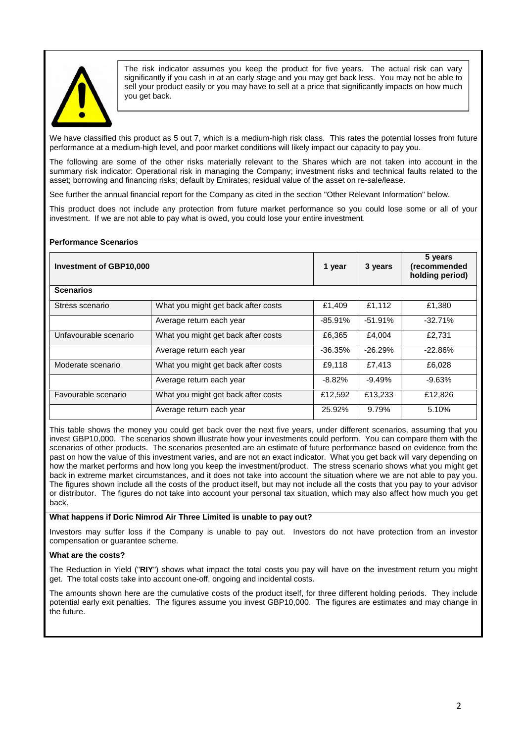The risk indicator assumes you keep the product for five years. The actual risk can vary significantly if you cash in at an early stage and you may get back less. You may not be able to sell your product easily or you may have to sell at a price that significantly impacts on how much you get back.

We have classified this product as 5 out 7, which is a medium-high risk class. This rates the potential losses from future performance at a medium-high level, and poor market conditions will likely impact our capacity to pay you.

The following are some of the other risks materially relevant to the Shares which are not taken into account in the summary risk indicator: Operational risk in managing the Company; investment risks and technical faults related to the asset; borrowing and financing risks; default by Emirates; residual value of the asset on re-sale/lease.

See further the annual financial report for the Company as cited in the section "Other Relevant Information" below.

This product does not include any protection from future market performance so you could lose some or all of your investment. If we are not able to pay what is owed, you could lose your entire investment.

**Performance Scenarios**

| Investment of GBP10,000 | | 1 year | 3 years | 5 years (recommended holding period) |
|---|---|---|---|---|
| **Scenarios** | | | | |
| Stress scenario | What you might get back after costs | £1,409 | £1,112 | £1,380 |
| | Average return each year | -85.91% | -51.91% | -32.71% |
| Unfavourable scenario | What you might get back after costs | £6,365 | £4,004 | £2,731 |
| | Average return each year | -36.35% | -26.29% | -22.86% |
| Moderate scenario | What you might get back after costs | £9,118 | £7,413 | £6,028 |
| | Average return each year | -8.82% | -9.49% | -9.63% |
| Favourable scenario | What you might get back after costs | £12,592 | £13,233 | £12,826 |
| | Average return each year | 25.92% | 9.79% | 5.10% |

This table shows the money you could get back over the next five years, under different scenarios, assuming that you invest GBP10,000. The scenarios shown illustrate how your investments could perform. You can compare them with the scenarios of other products. The scenarios presented are an estimate of future performance based on evidence from the past on how the value of this investment varies, and are not an exact indicator. What you get back will vary depending on how the market performs and how long you keep the investment/product. The stress scenario shows what you might get back in extreme market circumstances, and it does not take into account the situation where we are not able to pay you. The figures shown include all the costs of the product itself, but may not include all the costs that you pay to your advisor or distributor. The figures do not take into account your personal tax situation, which may also affect how much you get back.

**What happens if Doric Nimrod Air Three Limited is unable to pay out?**

Investors may suffer loss if the Company is unable to pay out. Investors do not have protection from an investor compensation or guarantee scheme.

**What are the costs?**

The Reduction in Yield ("**RIY**") shows what impact the total costs you pay will have on the investment return you might get. The total costs take into account one-off, ongoing and incidental costs.

The amounts shown here are the cumulative costs of the product itself, for three different holding periods. They include potential early exit penalties. The figures assume you invest GBP10,000. The figures are estimates and may change in the future.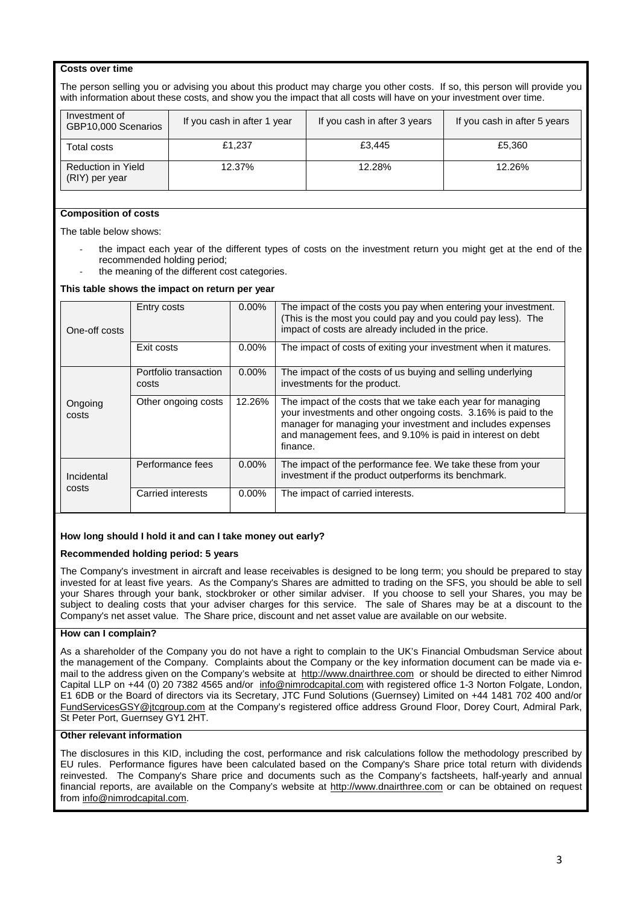**Costs over time**

The person selling you or advising you about this product may charge you other costs. If so, this person will provide you with information about these costs, and show you the impact that all costs will have on your investment over time.

| Investment of GBP10,000 Scenarios | If you cash in after 1 year | If you cash in after 3 years | If you cash in after 5 years |
|---|---|---|---|
| Total costs | £1,237 | £3,445 | £5,360 |
| Reduction in Yield (RIY) per year | 12.37% | 12.28% | 12.26% |

**Composition of costs**

The table below shows:

- the impact each year of the different types of costs on the investment return you might get at the end of the recommended holding period;
- the meaning of the different cost categories.

**This table shows the impact on return per year**

| | | | |
|---|---|---|---|
| One-off costs | Entry costs | 0.00% | The impact of the costs you pay when entering your investment. (This is the most you could pay and you could pay less). The impact of costs are already included in the price. |
| | Exit costs | 0.00% | The impact of costs of exiting your investment when it matures. |
| Ongoing costs | Portfolio transaction costs | 0.00% | The impact of the costs of us buying and selling underlying investments for the product. |
| | Other ongoing costs | 12.26% | The impact of the costs that we take each year for managing your investments and other ongoing costs. 3.16% is paid to the manager for managing your investment and includes expenses and management fees, and 9.10% is paid in interest on debt finance. |
| Incidental costs | Performance fees | 0.00% | The impact of the performance fee. We take these from your investment if the product outperforms its benchmark. |
| | Carried interests | 0.00% | The impact of carried interests. |

**How long should I hold it and can I take money out early?**

**Recommended holding period: 5 years**

The Company's investment in aircraft and lease receivables is designed to be long term; you should be prepared to stay invested for at least five years. As the Company's Shares are admitted to trading on the SFS, you should be able to sell your Shares through your bank, stockbroker or other similar adviser. If you choose to sell your Shares, you may be subject to dealing costs that your adviser charges for this service. The sale of Shares may be at a discount to the Company's net asset value. The Share price, discount and net asset value are available on our website.

**How can I complain?**

As a shareholder of the Company you do not have a right to complain to the UK's Financial Ombudsman Service about the management of the Company. Complaints about the Company or the key information document can be made via e-mail to the address given on the Company's website at http://www.dnairthree.com or should be directed to either Nimrod Capital LLP on +44 (0) 20 7382 4565 and/or info@nimrodcapital.com with registered office 1-3 Norton Folgate, London, E1 6DB or the Board of directors via its Secretary, JTC Fund Solutions (Guernsey) Limited on +44 1481 702 400 and/or FundServicesGSY@jtcgroup.com at the Company's registered office address Ground Floor, Dorey Court, Admiral Park, St Peter Port, Guernsey GY1 2HT.

**Other relevant information**

The disclosures in this KID, including the cost, performance and risk calculations follow the methodology prescribed by EU rules. Performance figures have been calculated based on the Company's Share price total return with dividends reinvested. The Company's Share price and documents such as the Company's factsheets, half-yearly and annual financial reports, are available on the Company's website at http://www.dnairthree.com or can be obtained on request from info@nimrodcapital.com.